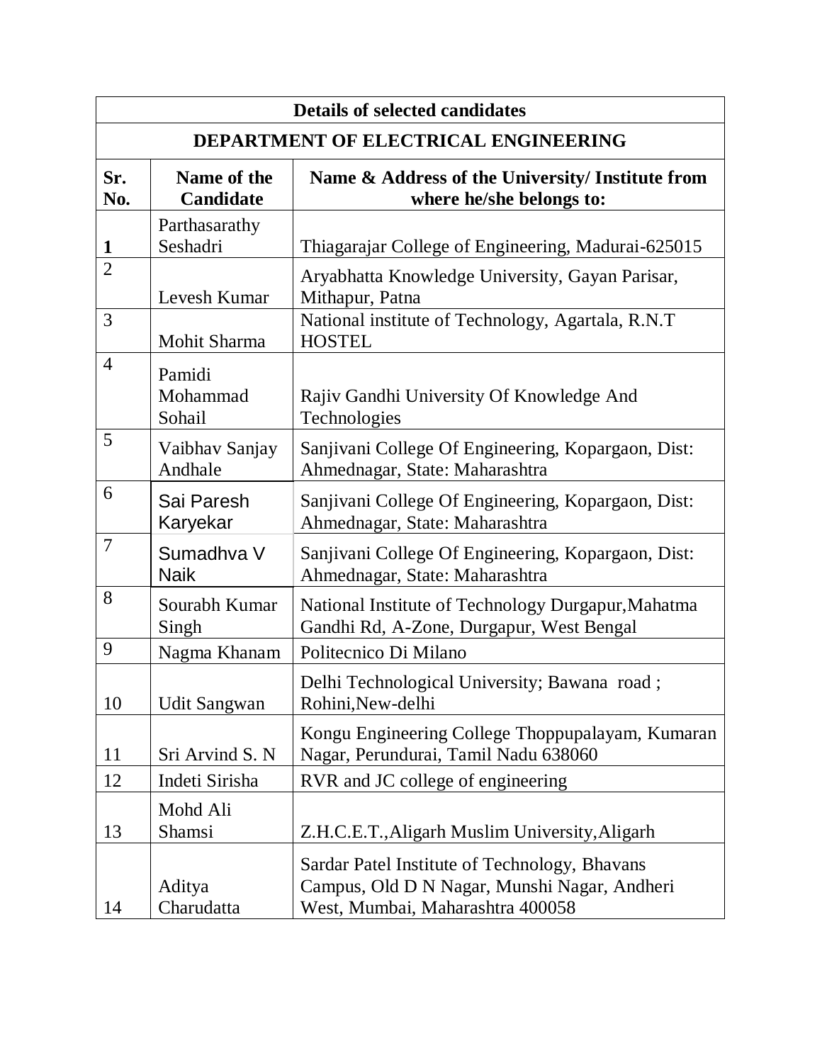| Details of selected candidates | | |
|---|---|---|
| **DEPARTMENT OF ELECTRICAL ENGINEERING** | | |
| **Sr. No.** | **Name of the Candidate** | **Name & Address of the University/ Institute from where he/she belongs to:** |
| **1** | Parthasarathy Seshadri | Thiagarajar College of Engineering, Madurai-625015 |
| 2 | Levesh Kumar | Aryabhatta Knowledge University, Gayan Parisar, Mithapur, Patna |
| 3 | Mohit Sharma | National institute of Technology, Agartala, R.N.T HOSTEL |
| 4 | Pamidi Mohammad Sohail | Rajiv Gandhi University Of Knowledge And Technologies |
| 5 | Vaibhav Sanjay Andhale | Sanjivani College Of Engineering, Kopargaon, Dist: Ahmednagar, State: Maharashtra |
| 6 | Sai Paresh Karyekar | Sanjivani College Of Engineering, Kopargaon, Dist: Ahmednagar, State: Maharashtra |
| 7 | Sumadhva V Naik | Sanjivani College Of Engineering, Kopargaon, Dist: Ahmednagar, State: Maharashtra |
| 8 | Sourabh Kumar Singh | National Institute of Technology Durgapur,Mahatma Gandhi Rd, A-Zone, Durgapur, West Bengal |
| 9 | Nagma Khanam | Politecnico Di Milano |
| 10 | Udit Sangwan | Delhi Technological University; Bawana road ; Rohini,New-delhi |
| 11 | Sri Arvind S. N | Kongu Engineering College Thoppupalayam, Kumaran Nagar, Perundurai, Tamil Nadu 638060 |
| 12 | Indeti Sirisha | RVR and JC college of engineering |
| 13 | Mohd Ali Shamsi | Z.H.C.E.T.,Aligarh Muslim University,Aligarh |
| 14 | Aditya Charudatta | Sardar Patel Institute of Technology, Bhavans Campus, Old D N Nagar, Munshi Nagar, Andheri West, Mumbai, Maharashtra 400058 |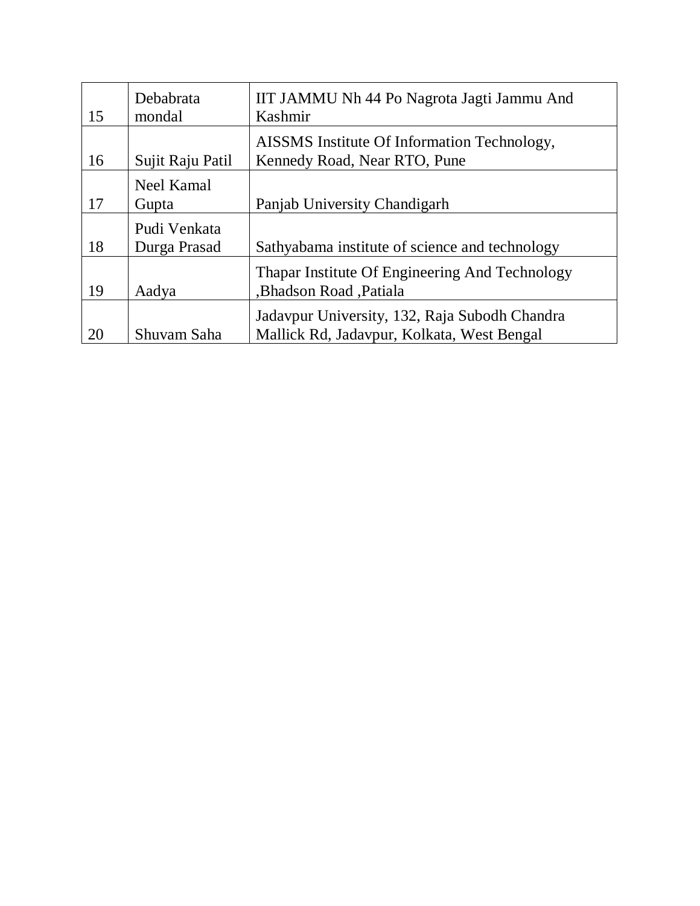| | | |
|---|---|---|
| 15 | Debabrata mondal | IIT JAMMU Nh 44 Po Nagrota Jagti Jammu And Kashmir |
| 16 | Sujit Raju Patil | AISSMS Institute Of Information Technology, Kennedy Road, Near RTO, Pune |
| 17 | Neel Kamal Gupta | Panjab University Chandigarh |
| 18 | Pudi Venkata Durga Prasad | Sathyabama institute of science and technology |
| 19 | Aadya | Thapar Institute Of Engineering And Technology ,Bhadson Road ,Patiala |
| 20 | Shuvam Saha | Jadavpur University, 132, Raja Subodh Chandra Mallick Rd, Jadavpur, Kolkata, West Bengal |